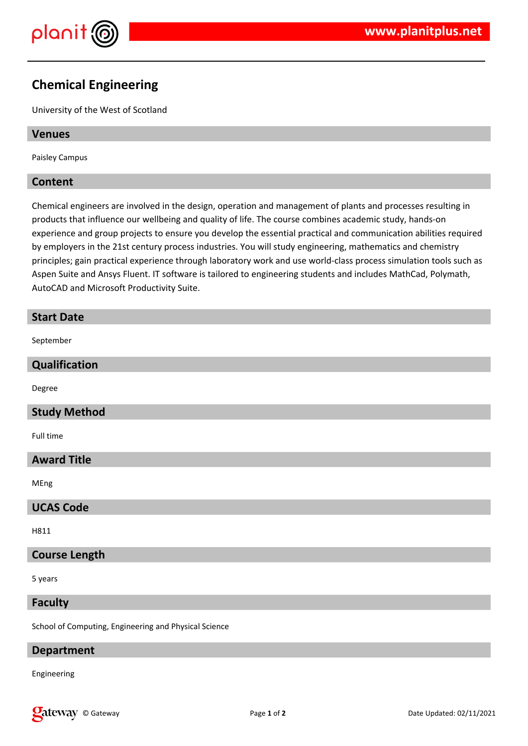# Chemical Engineering

University of the West of Scotland

## Venues

Paisley Campus

## Content

Chemical engineers are involved in the design, operation and management of plants and processes resulting in products that influence our wellbeing and quality of life. The course combines academic study, hands-on experience and group projects to ensure you develop the essential practical and communication abilities required by employers in the 21st century process industries. You will study engineering, mathematics and chemistry principles; gain practical experience through laboratory work and use world-class process simulation tools such as Aspen Suite and Ansys Fluent. IT software is tailored to engineering students and includes MathCad, Polymath, AutoCAD and Microsoft Productivity Suite.

## Start Date

September

## Qualification

Degree

## Study Method

Full time

## Award Title

MEng

## UCAS Code

H811

## Course Length

5 years

## Faculty

School of Computing, Engineering and Physical Science

## Department

Engineering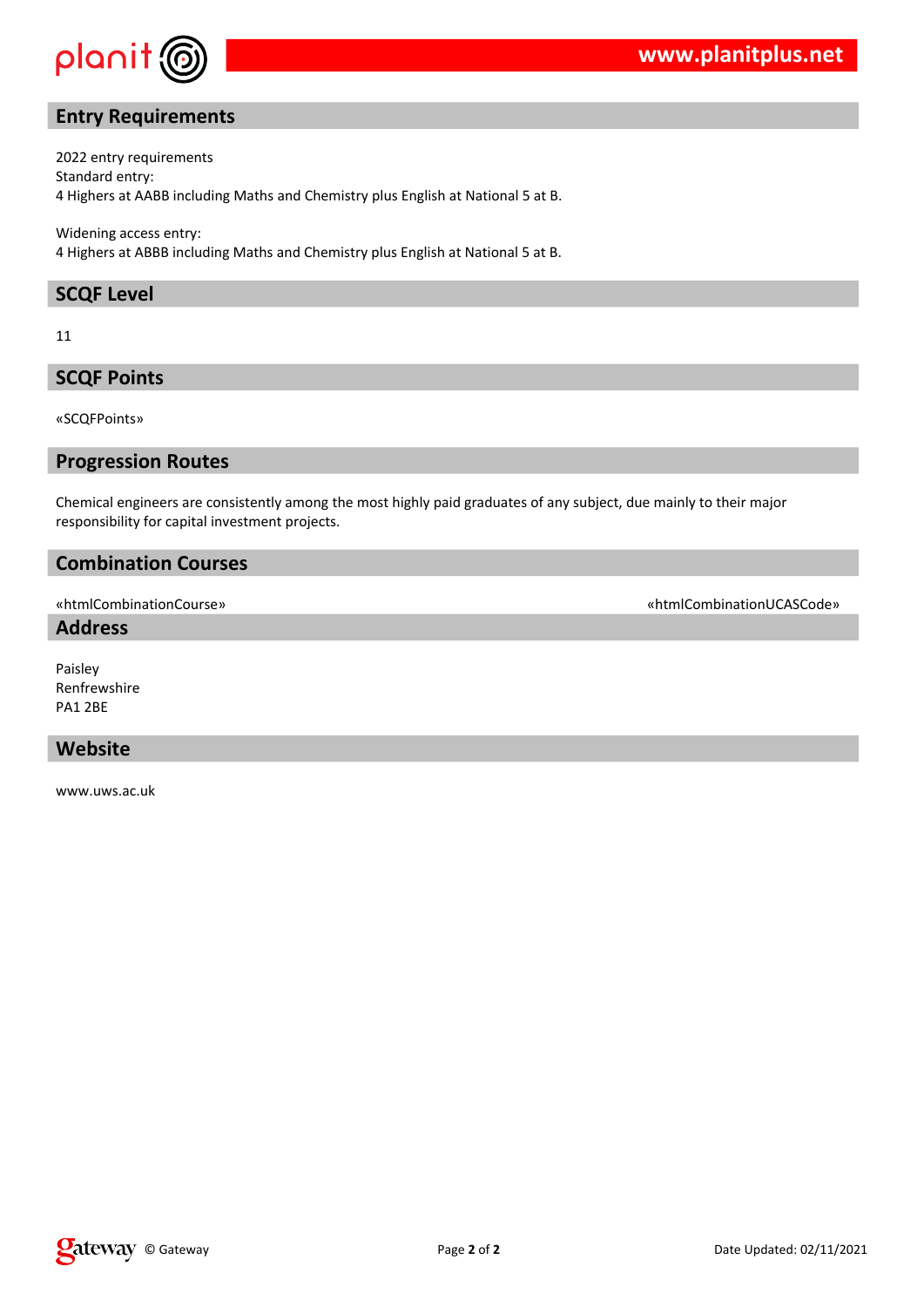## Entry Requirements

2022 entry requirements
Standard entry:
4 Highers at AABB including Maths and Chemistry plus English at National 5 at B.

Widening access entry:
4 Highers at ABBB including Maths and Chemistry plus English at National 5 at B.

## SCQF Level

11

## SCQF Points

«SCQFPoints»

## Progression Routes

Chemical engineers are consistently among the most highly paid graduates of any subject, due mainly to their major responsibility for capital investment projects.

## Combination Courses

«htmlCombinationCourse» «htmlCombinationUCASCode»

## Address

Paisley
Renfrewshire
PA1 2BE

## Website

www.uws.ac.uk